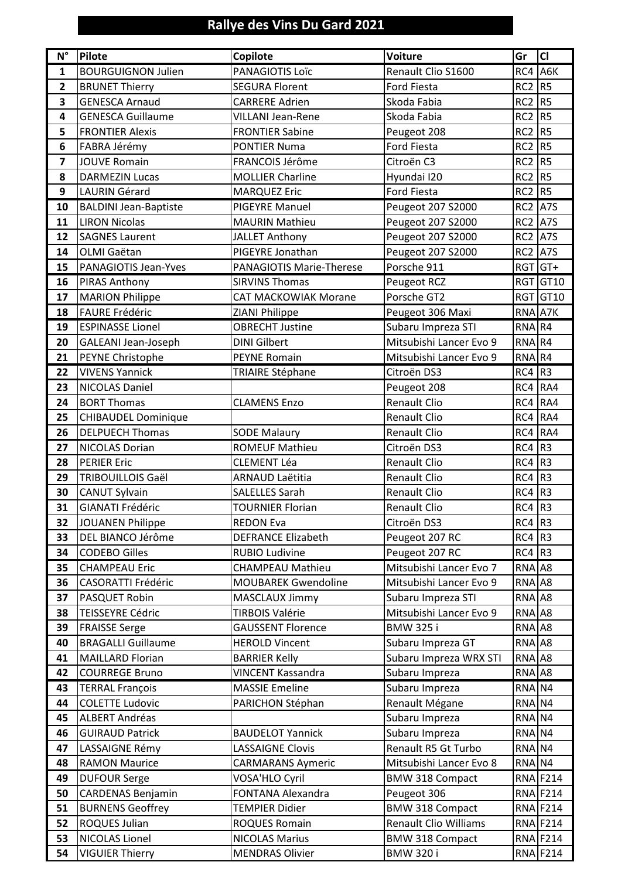# Rallye des Vins Du Gard 2021

| N° | Pilote | Copilote | Voiture | Gr | Cl |
|---|---|---|---|---|---|
| 1 | BOURGUIGNON Julien | PANAGIOTIS Loïc | Renault Clio S1600 | RC4 | A6K |
| 2 | BRUNET Thierry | SEGURA Florent | Ford Fiesta | RC2 | R5 |
| 3 | GENESCA Arnaud | CARRERE Adrien | Skoda Fabia | RC2 | R5 |
| 4 | GENESCA Guillaume | VILLANI Jean-Rene | Skoda Fabia | RC2 | R5 |
| 5 | FRONTIER Alexis | FRONTIER Sabine | Peugeot 208 | RC2 | R5 |
| 6 | FABRA Jérémy | PONTIER Numa | Ford Fiesta | RC2 | R5 |
| 7 | JOUVE Romain | FRANCOIS Jérôme | Citroën C3 | RC2 | R5 |
| 8 | DARMEZIN Lucas | MOLLIER Charline | Hyundai I20 | RC2 | R5 |
| 9 | LAURIN Gérard | MARQUEZ Eric | Ford Fiesta | RC2 | R5 |
| 10 | BALDINI Jean-Baptiste | PIGEYRE Manuel | Peugeot 207 S2000 | RC2 | A7S |
| 11 | LIRON Nicolas | MAURIN Mathieu | Peugeot 207 S2000 | RC2 | A7S |
| 12 | SAGNES Laurent | JALLET Anthony | Peugeot 207 S2000 | RC2 | A7S |
| 14 | OLMI Gaëtan | PIGEYRE Jonathan | Peugeot 207 S2000 | RC2 | A7S |
| 15 | PANAGIOTIS Jean-Yves | PANAGIOTIS Marie-Therese | Porsche 911 | RGT | GT+ |
| 16 | PIRAS Anthony | SIRVINS Thomas | Peugeot RCZ | RGT | GT10 |
| 17 | MARION Philippe | CAT MACKOWIAK Morane | Porsche GT2 | RGT | GT10 |
| 18 | FAURE Frédéric | ZIANI Philippe | Peugeot 306 Maxi | RNA | A7K |
| 19 | ESPINASSE Lionel | OBRECHT Justine | Subaru Impreza STI | RNA | R4 |
| 20 | GALEANI Jean-Joseph | DINI Gilbert | Mitsubishi Lancer Evo 9 | RNA | R4 |
| 21 | PEYNE Christophe | PEYNE Romain | Mitsubishi Lancer Evo 9 | RNA | R4 |
| 22 | VIVENS Yannick | TRIAIRE Stéphane | Citroën DS3 | RC4 | R3 |
| 23 | NICOLAS Daniel | | Peugeot 208 | RC4 | RA4 |
| 24 | BORT Thomas | CLAMENS Enzo | Renault Clio | RC4 | RA4 |
| 25 | CHIBAUDEL Dominique | | Renault Clio | RC4 | RA4 |
| 26 | DELPUECH Thomas | SODE Malaury | Renault Clio | RC4 | RA4 |
| 27 | NICOLAS Dorian | ROMEUF Mathieu | Citroën DS3 | RC4 | R3 |
| 28 | PERIER Eric | CLEMENT Léa | Renault Clio | RC4 | R3 |
| 29 | TRIBOUILLOIS Gaël | ARNAUD Laëtitia | Renault Clio | RC4 | R3 |
| 30 | CANUT Sylvain | SALELLES Sarah | Renault Clio | RC4 | R3 |
| 31 | GIANATI Frédéric | TOURNIER Florian | Renault Clio | RC4 | R3 |
| 32 | JOUANEN Philippe | REDON Eva | Citroën DS3 | RC4 | R3 |
| 33 | DEL BIANCO Jérôme | DEFRANCE Elizabeth | Peugeot 207 RC | RC4 | R3 |
| 34 | CODEBO Gilles | RUBIO Ludivine | Peugeot 207 RC | RC4 | R3 |
| 35 | CHAMPEAU Eric | CHAMPEAU Mathieu | Mitsubishi Lancer Evo 7 | RNA | A8 |
| 36 | CASORATTI Frédéric | MOUBAREK Gwendoline | Mitsubishi Lancer Evo 9 | RNA | A8 |
| 37 | PASQUET Robin | MASCLAUX Jimmy | Subaru Impreza STI | RNA | A8 |
| 38 | TEISSEYRE Cédric | TIRBOIS Valérie | Mitsubishi Lancer Evo 9 | RNA | A8 |
| 39 | FRAISSE Serge | GAUSSENT Florence | BMW 325 i | RNA | A8 |
| 40 | BRAGALLI Guillaume | HEROLD Vincent | Subaru Impreza GT | RNA | A8 |
| 41 | MAILLARD Florian | BARRIER Kelly | Subaru Impreza WRX STI | RNA | A8 |
| 42 | COURREGE Bruno | VINCENT Kassandra | Subaru Impreza | RNA | A8 |
| 43 | TERRAL François | MASSIE Emeline | Subaru Impreza | RNA | N4 |
| 44 | COLETTE Ludovic | PARICHON Stéphan | Renault Mégane | RNA | N4 |
| 45 | ALBERT Andréas | | Subaru Impreza | RNA | N4 |
| 46 | GUIRAUD Patrick | BAUDELOT Yannick | Subaru Impreza | RNA | N4 |
| 47 | LASSAIGNE Rémy | LASSAIGNE Clovis | Renault R5 Gt Turbo | RNA | N4 |
| 48 | RAMON Maurice | CARMARANS Aymeric | Mitsubishi Lancer Evo 8 | RNA | N4 |
| 49 | DUFOUR Serge | VOSA'HLO Cyril | BMW 318 Compact | RNA | F214 |
| 50 | CARDENAS Benjamin | FONTANA Alexandra | Peugeot 306 | RNA | F214 |
| 51 | BURNENS Geoffrey | TEMPIER Didier | BMW 318 Compact | RNA | F214 |
| 52 | ROQUES Julian | ROQUES Romain | Renault Clio Williams | RNA | F214 |
| 53 | NICOLAS Lionel | NICOLAS Marius | BMW 318 Compact | RNA | F214 |
| 54 | VIGUIER Thierry | MENDRAS Olivier | BMW 320 i | RNA | F214 |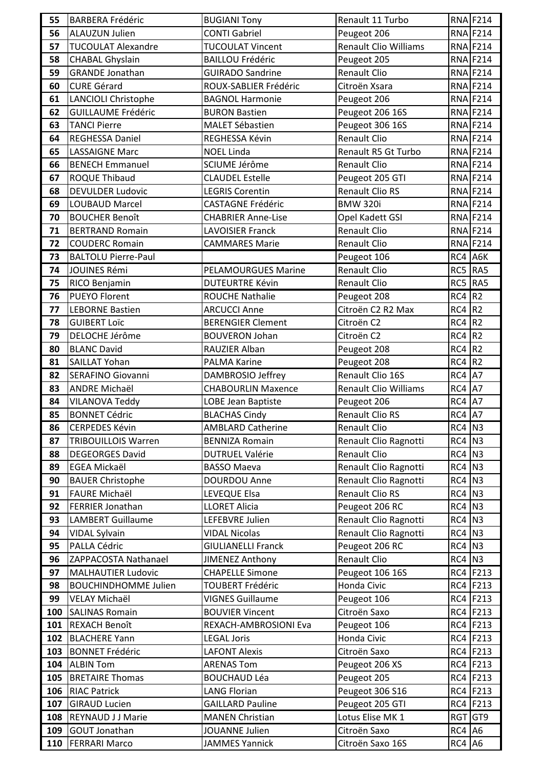| | | | | | |
|---|---|---|---|---|---|
| 55 | BARBERA Frédéric | BUGIANI Tony | Renault 11 Turbo | RNA | F214 |
| 56 | ALAUZUN Julien | CONTI Gabriel | Peugeot 206 | RNA | F214 |
| 57 | TUCOULAT Alexandre | TUCOULAT Vincent | Renault Clio Williams | RNA | F214 |
| 58 | CHABAL Ghyslain | BAILLOU Frédéric | Peugeot 205 | RNA | F214 |
| 59 | GRANDE Jonathan | GUIRADO Sandrine | Renault Clio | RNA | F214 |
| 60 | CURE Gérard | ROUX-SABLIER Frédéric | Citroën Xsara | RNA | F214 |
| 61 | LANCIOLI Christophe | BAGNOL Harmonie | Peugeot 206 | RNA | F214 |
| 62 | GUILLAUME Frédéric | BURON Bastien | Peugeot 206 16S | RNA | F214 |
| 63 | TANCI Pierre | MALET Sébastien | Peugeot 306 16S | RNA | F214 |
| 64 | REGHESSA Daniel | REGHESSA Kévin | Renault Clio | RNA | F214 |
| 65 | LASSAIGNE Marc | NOEL Linda | Renault R5 Gt Turbo | RNA | F214 |
| 66 | BENECH Emmanuel | SCIUME Jérôme | Renault Clio | RNA | F214 |
| 67 | ROQUE Thibaud | CLAUDEL Estelle | Peugeot 205 GTI | RNA | F214 |
| 68 | DEVULDER Ludovic | LEGRIS Corentin | Renault Clio RS | RNA | F214 |
| 69 | LOUBAUD Marcel | CASTAGNE Frédéric | BMW 320i | RNA | F214 |
| 70 | BOUCHER Benoît | CHABRIER Anne-Lise | Opel Kadett GSI | RNA | F214 |
| 71 | BERTRAND Romain | LAVOISIER Franck | Renault Clio | RNA | F214 |
| 72 | COUDERC Romain | CAMMARES Marie | Renault Clio | RNA | F214 |
| 73 | BALTOLU Pierre-Paul | | Peugeot 106 | RC4 | A6K |
| 74 | JOUINES Rémi | PELAMOURGUES Marine | Renault Clio | RC5 | RA5 |
| 75 | RICO Benjamin | DUTEURTRE Kévin | Renault Clio | RC5 | RA5 |
| 76 | PUEYO Florent | ROUCHE Nathalie | Peugeot 208 | RC4 | R2 |
| 77 | LEBORNE Bastien | ARCUCCI Anne | Citroën C2 R2 Max | RC4 | R2 |
| 78 | GUIBERT Loïc | BERENGIER Clement | Citroën C2 | RC4 | R2 |
| 79 | DELOCHE Jérôme | BOUVERON Johan | Citroën C2 | RC4 | R2 |
| 80 | BLANC David | RAUZIER Alban | Peugeot 208 | RC4 | R2 |
| 81 | SAILLAT Yohan | PALMA Karine | Peugeot 208 | RC4 | R2 |
| 82 | SERAFINO Giovanni | DAMBROSIO Jeffrey | Renault Clio 16S | RC4 | A7 |
| 83 | ANDRE Michaël | CHABOURLIN Maxence | Renault Clio Williams | RC4 | A7 |
| 84 | VILANOVA Teddy | LOBE Jean Baptiste | Peugeot 206 | RC4 | A7 |
| 85 | BONNET Cédric | BLACHAS Cindy | Renault Clio RS | RC4 | A7 |
| 86 | CERPEDES Kévin | AMBLARD Catherine | Renault Clio | RC4 | N3 |
| 87 | TRIBOUILLOIS Warren | BENNIZA Romain | Renault Clio Ragnotti | RC4 | N3 |
| 88 | DEGEORGES David | DUTRUEL Valérie | Renault Clio | RC4 | N3 |
| 89 | EGEA Mickaël | BASSO Maeva | Renault Clio Ragnotti | RC4 | N3 |
| 90 | BAUER Christophe | DOURDOU Anne | Renault Clio Ragnotti | RC4 | N3 |
| 91 | FAURE Michaël | LEVEQUE Elsa | Renault Clio RS | RC4 | N3 |
| 92 | FERRIER Jonathan | LLORET Alicia | Peugeot 206 RC | RC4 | N3 |
| 93 | LAMBERT Guillaume | LEFEBVRE Julien | Renault Clio Ragnotti | RC4 | N3 |
| 94 | VIDAL Sylvain | VIDAL Nicolas | Renault Clio Ragnotti | RC4 | N3 |
| 95 | PALLA Cédric | GIULIANELLI Franck | Peugeot 206 RC | RC4 | N3 |
| 96 | ZAPPACOSTA Nathanael | JIMENEZ Anthony | Renault Clio | RC4 | N3 |
| 97 | MALHAUTIER Ludovic | CHAPELLE Simone | Peugeot 106 16S | RC4 | F213 |
| 98 | BOUCHINDHOMME Julien | TOUBERT Frédéric | Honda Civic | RC4 | F213 |
| 99 | VELAY Michaël | VIGNES Guillaume | Peugeot 106 | RC4 | F213 |
| 100 | SALINAS Romain | BOUVIER Vincent | Citroën Saxo | RC4 | F213 |
| 101 | REXACH Benoît | REXACH-AMBROSIONI Eva | Peugeot 106 | RC4 | F213 |
| 102 | BLACHERE Yann | LEGAL Joris | Honda Civic | RC4 | F213 |
| 103 | BONNET Frédéric | LAFONT Alexis | Citroën Saxo | RC4 | F213 |
| 104 | ALBIN Tom | ARENAS Tom | Peugeot 206 XS | RC4 | F213 |
| 105 | BRETAIRE Thomas | BOUCHAUD Léa | Peugeot 205 | RC4 | F213 |
| 106 | RIAC Patrick | LANG Florian | Peugeot 306 S16 | RC4 | F213 |
| 107 | GIRAUD Lucien | GAILLARD Pauline | Peugeot 205 GTI | RC4 | F213 |
| 108 | REYNAUD J J Marie | MANEN Christian | Lotus Elise MK 1 | RGT | GT9 |
| 109 | GOUT Jonathan | JOUANNE Julien | Citroën Saxo | RC4 | A6 |
| 110 | FERRARI Marco | JAMMES Yannick | Citroën Saxo 16S | RC4 | A6 |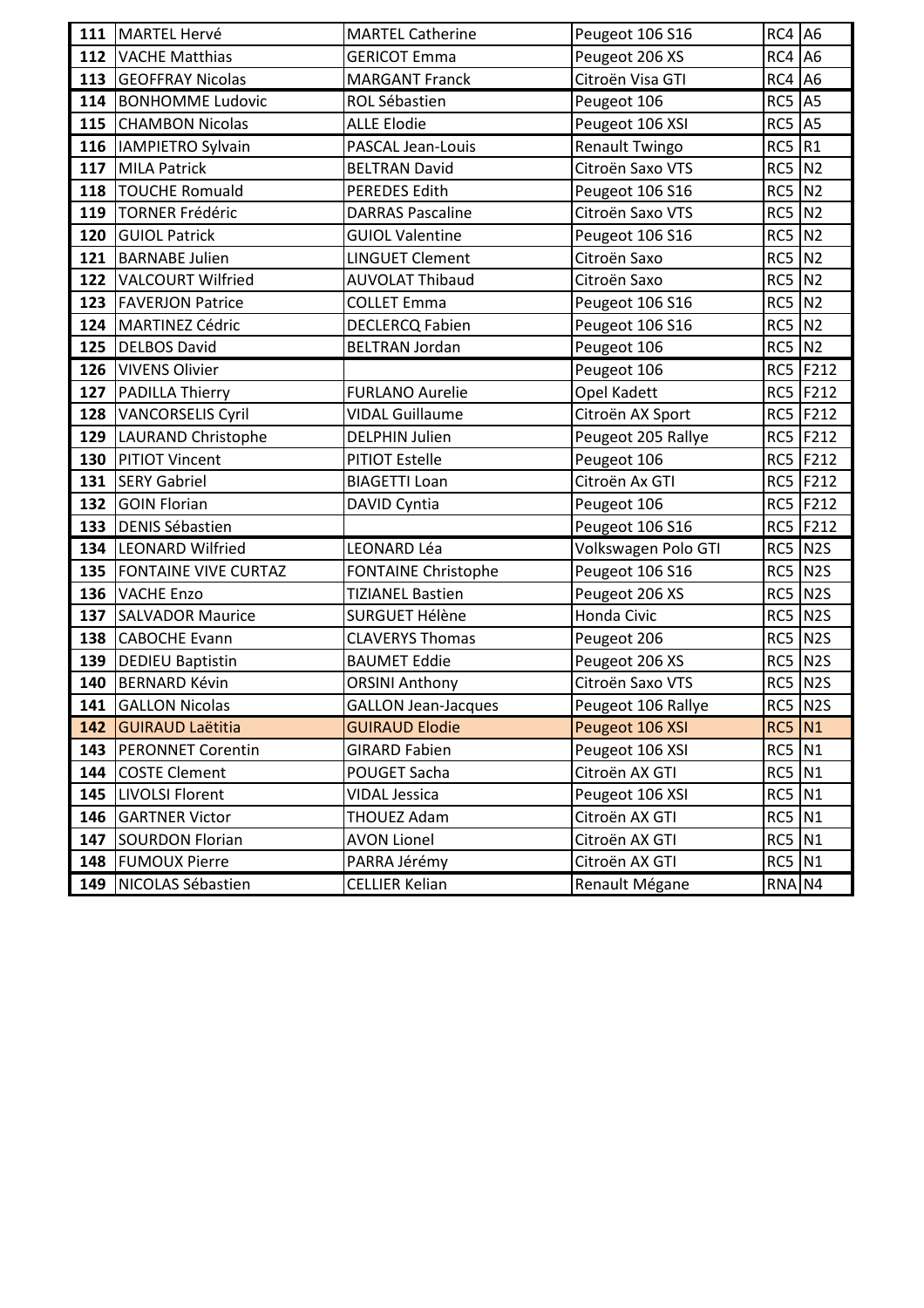| | | | | | |
|---|---|---|---|---|---|
| **111** | MARTEL Hervé | MARTEL Catherine | Peugeot 106 S16 | RC4 | A6 |
| **112** | VACHE Matthias | GERICOT Emma | Peugeot 206 XS | RC4 | A6 |
| **113** | GEOFFRAY Nicolas | MARGANT Franck | Citroën Visa GTI | RC4 | A6 |
| **114** | BONHOMME Ludovic | ROL Sébastien | Peugeot 106 | RC5 | A5 |
| **115** | CHAMBON Nicolas | ALLE Elodie | Peugeot 106 XSI | RC5 | A5 |
| **116** | IAMPIETRO Sylvain | PASCAL Jean-Louis | Renault Twingo | RC5 | R1 |
| **117** | MILA Patrick | BELTRAN David | Citroën Saxo VTS | RC5 | N2 |
| **118** | TOUCHE Romuald | PEREDES Edith | Peugeot 106 S16 | RC5 | N2 |
| **119** | TORNER Frédéric | DARRAS Pascaline | Citroën Saxo VTS | RC5 | N2 |
| **120** | GUIOL Patrick | GUIOL Valentine | Peugeot 106 S16 | RC5 | N2 |
| **121** | BARNABE Julien | LINGUET Clement | Citroën Saxo | RC5 | N2 |
| **122** | VALCOURT Wilfried | AUVOLAT Thibaud | Citroën Saxo | RC5 | N2 |
| **123** | FAVERJON Patrice | COLLET Emma | Peugeot 106 S16 | RC5 | N2 |
| **124** | MARTINEZ Cédric | DECLERCQ Fabien | Peugeot 106 S16 | RC5 | N2 |
| **125** | DELBOS David | BELTRAN Jordan | Peugeot 106 | RC5 | N2 |
| **126** | VIVENS Olivier | | Peugeot 106 | RC5 | F212 |
| **127** | PADILLA Thierry | FURLANO Aurelie | Opel Kadett | RC5 | F212 |
| **128** | VANCORSELIS Cyril | VIDAL Guillaume | Citroën AX Sport | RC5 | F212 |
| **129** | LAURAND Christophe | DELPHIN Julien | Peugeot 205 Rallye | RC5 | F212 |
| **130** | PITIOT Vincent | PITIOT Estelle | Peugeot 106 | RC5 | F212 |
| **131** | SERY Gabriel | BIAGETTI Loan | Citroën Ax GTI | RC5 | F212 |
| **132** | GOIN Florian | DAVID Cyntia | Peugeot 106 | RC5 | F212 |
| **133** | DENIS Sébastien | | Peugeot 106 S16 | RC5 | F212 |
| **134** | LEONARD Wilfried | LEONARD Léa | Volkswagen Polo GTI | RC5 | N2S |
| **135** | FONTAINE VIVE CURTAZ | FONTAINE Christophe | Peugeot 106 S16 | RC5 | N2S |
| **136** | VACHE Enzo | TIZIANEL Bastien | Peugeot 206 XS | RC5 | N2S |
| **137** | SALVADOR Maurice | SURGUET Hélène | Honda Civic | RC5 | N2S |
| **138** | CABOCHE Evann | CLAVERYS Thomas | Peugeot 206 | RC5 | N2S |
| **139** | DEDIEU Baptistin | BAUMET Eddie | Peugeot 206 XS | RC5 | N2S |
| **140** | BERNARD Kévin | ORSINI Anthony | Citroën Saxo VTS | RC5 | N2S |
| **141** | GALLON Nicolas | GALLON Jean-Jacques | Peugeot 106 Rallye | RC5 | N2S |
| **142** | GUIRAUD Laëtitia | GUIRAUD Elodie | Peugeot 106 XSI | RC5 | N1 |
| **143** | PERONNET Corentin | GIRARD Fabien | Peugeot 106 XSI | RC5 | N1 |
| **144** | COSTE Clement | POUGET Sacha | Citroën AX GTI | RC5 | N1 |
| **145** | LIVOLSI Florent | VIDAL Jessica | Peugeot 106 XSI | RC5 | N1 |
| **146** | GARTNER Victor | THOUEZ Adam | Citroën AX GTI | RC5 | N1 |
| **147** | SOURDON Florian | AVON Lionel | Citroën AX GTI | RC5 | N1 |
| **148** | FUMOUX Pierre | PARRA Jérémy | Citroën AX GTI | RC5 | N1 |
| **149** | NICOLAS Sébastien | CELLIER Kelian | Renault Mégane | RNA | N4 |